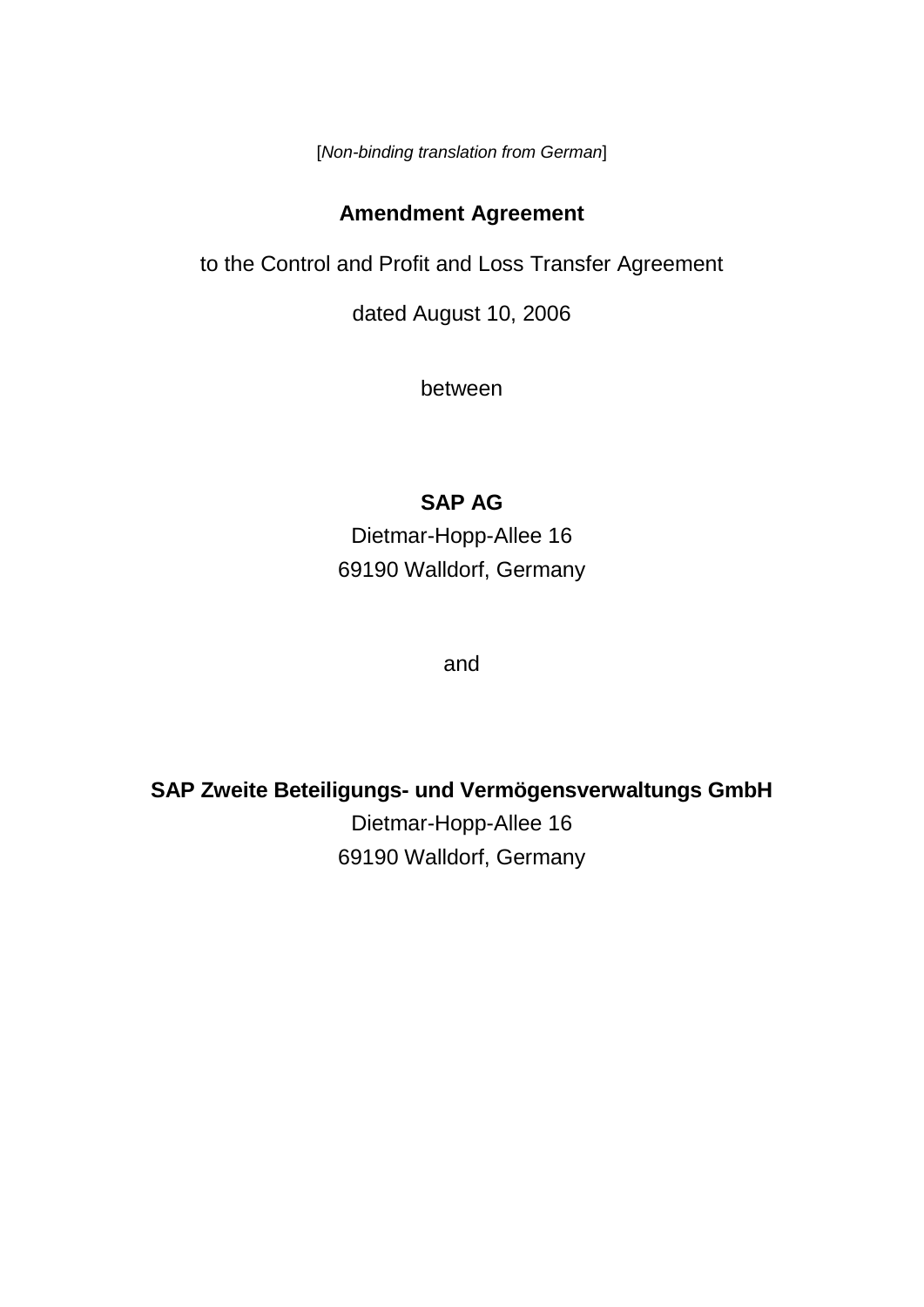[*Non-binding translation from German*]

# Amendment Agreement

to the Control and Profit and Loss Transfer Agreement

dated August 10, 2006

between

**SAP AG**
Dietmar-Hopp-Allee 16
69190 Walldorf, Germany

and

**SAP Zweite Beteiligungs- und Vermögensverwaltungs GmbH**
Dietmar-Hopp-Allee 16
69190 Walldorf, Germany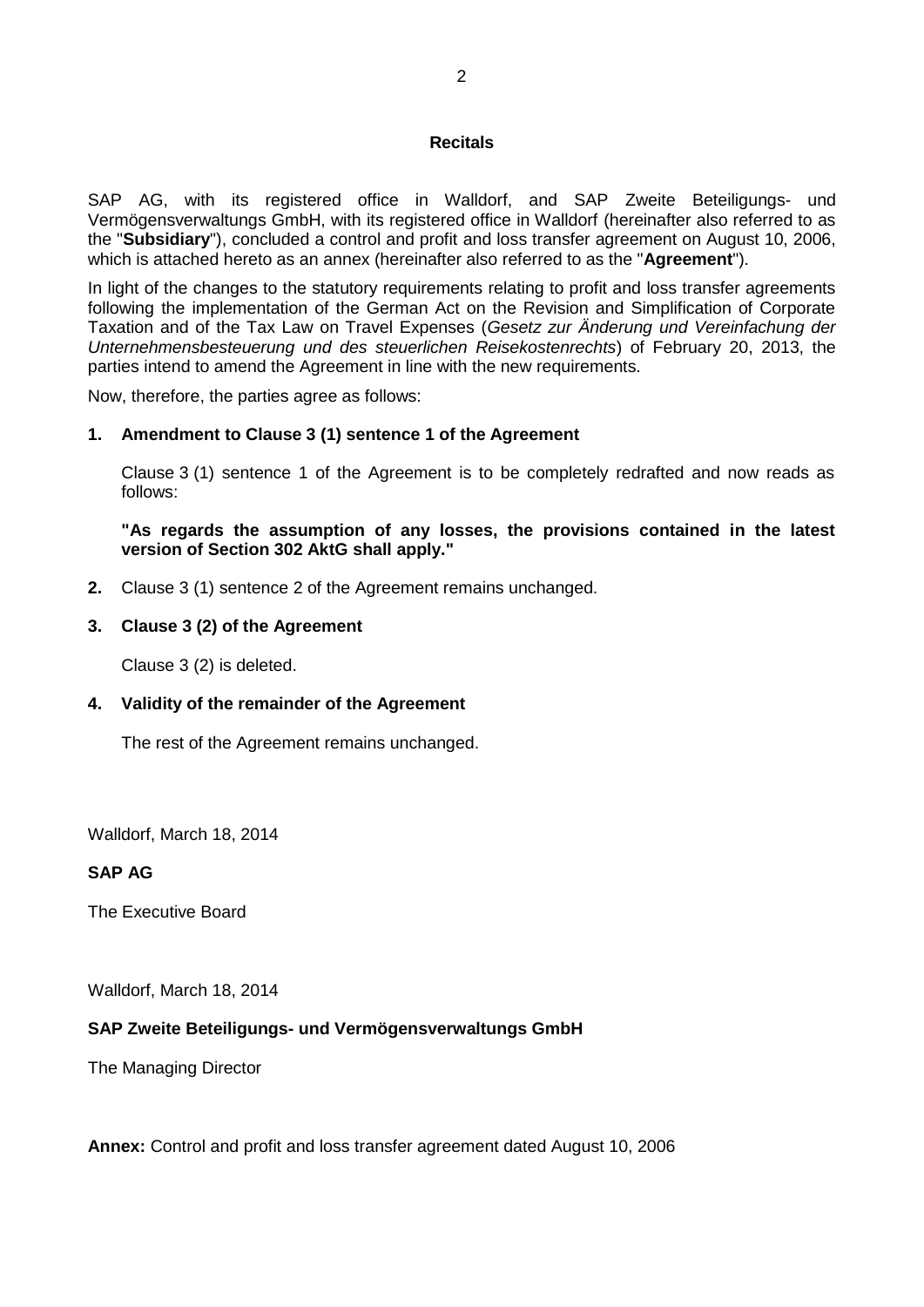## Recitals

SAP AG, with its registered office in Walldorf, and SAP Zweite Beteiligungs- und Vermögensverwaltungs GmbH, with its registered office in Walldorf (hereinafter also referred to as the "**Subsidiary**"), concluded a control and profit and loss transfer agreement on August 10, 2006, which is attached hereto as an annex (hereinafter also referred to as the "**Agreement**").

In light of the changes to the statutory requirements relating to profit and loss transfer agreements following the implementation of the German Act on the Revision and Simplification of Corporate Taxation and of the Tax Law on Travel Expenses (*Gesetz zur Änderung und Vereinfachung der Unternehmensbesteuerung und des steuerlichen Reisekostenrechts*) of February 20, 2013, the parties intend to amend the Agreement in line with the new requirements.

Now, therefore, the parties agree as follows:

**1. Amendment to Clause 3 (1) sentence 1 of the Agreement**

Clause 3 (1) sentence 1 of the Agreement is to be completely redrafted and now reads as follows:

**"As regards the assumption of any losses, the provisions contained in the latest version of Section 302 AktG shall apply."**

**2.** Clause 3 (1) sentence 2 of the Agreement remains unchanged.

**3. Clause 3 (2) of the Agreement**

Clause 3 (2) is deleted.

**4. Validity of the remainder of the Agreement**

The rest of the Agreement remains unchanged.

Walldorf, March 18, 2014

**SAP AG**

The Executive Board

Walldorf, March 18, 2014

**SAP Zweite Beteiligungs- und Vermögensverwaltungs GmbH**

The Managing Director

**Annex:** Control and profit and loss transfer agreement dated August 10, 2006